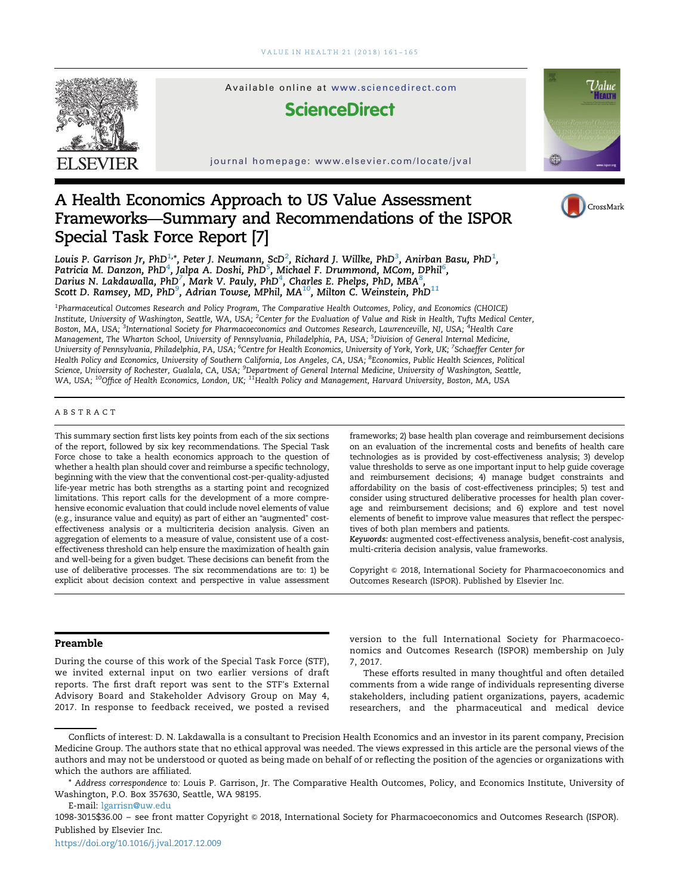# A Health Economics Approach to US Value Assessment Frameworks—Summary and Recommendations of the ISPOR Special Task Force Report [7]

Louis P. Garrison Jr, PhD[1,*], Peter J. Neumann, ScD[2], Richard J. Willke, PhD[3], Anirban Basu, PhD[1], Patricia M. Danzon, PhD[4], Jalpa A. Doshi, PhD[5], Michael F. Drummond, MCom, DPhil[6], Darius N. Lakdawalla, PhD[7], Mark V. Pauly, PhD[4], Charles E. Phelps, PhD, MBA[8], Scott D. Ramsey, MD, PhD[9], Adrian Towse, MPhil, MA[10], Milton C. Weinstein, PhD[11]

[1]Pharmaceutical Outcomes Research and Policy Program, The Comparative Health Outcomes, Policy, and Economics (CHOICE) Institute, University of Washington, Seattle, WA, USA; [2]Center for the Evaluation of Value and Risk in Health, Tufts Medical Center, Boston, MA, USA; [3]International Society for Pharmacoeconomics and Outcomes Research, Lawrenceville, NJ, USA; [4]Health Care Management, The Wharton School, University of Pennsylvania, Philadelphia, PA, USA; [5]Division of General Internal Medicine, University of Pennsylvania, Philadelphia, PA, USA; [6]Centre for Health Economics, University of York, York, UK; [7]Schaeffer Center for Health Policy and Economics, University of Southern California, Los Angeles, CA, USA; [8]Economics, Public Health Sciences, Political Science, University of Rochester, Gualala, CA, USA; [9]Department of General Internal Medicine, University of Washington, Seattle, WA, USA; [10]Office of Health Economics, London, UK; [11]Health Policy and Management, Harvard University, Boston, MA, USA

## ABSTRACT

This summary section first lists key points from each of the six sections of the report, followed by six key recommendations. The Special Task Force chose to take a health economics approach to the question of whether a health plan should cover and reimburse a specific technology, beginning with the view that the conventional cost-per-quality-adjusted life-year metric has both strengths as a starting point and recognized limitations. This report calls for the development of a more comprehensive economic evaluation that could include novel elements of value (e.g., insurance value and equity) as part of either an "augmented" cost-effectiveness analysis or a multicriteria decision analysis. Given an aggregation of elements to a measure of value, consistent use of a cost-effectiveness threshold can help ensure the maximization of health gain and well-being for a given budget. These decisions can benefit from the use of deliberative processes. The six recommendations are to: 1) be explicit about decision context and perspective in value assessment frameworks; 2) base health plan coverage and reimbursement decisions on an evaluation of the incremental costs and benefits of health care technologies as is provided by cost-effectiveness analysis; 3) develop value thresholds to serve as one important input to help guide coverage and reimbursement decisions; 4) manage budget constraints and affordability on the basis of cost-effectiveness principles; 5) test and consider using structured deliberative processes for health plan coverage and reimbursement decisions; and 6) explore and test novel elements of benefit to improve value measures that reflect the perspectives of both plan members and patients.

*Keywords:* augmented cost-effectiveness analysis, benefit-cost analysis, multi-criteria decision analysis, value frameworks.

Copyright © 2018, International Society for Pharmacoeconomics and Outcomes Research (ISPOR). Published by Elsevier Inc.

## Preamble

During the course of this work of the Special Task Force (STF), we invited external input on two earlier versions of draft reports. The first draft report was sent to the STF's External Advisory Board and Stakeholder Advisory Group on May 4, 2017. In response to feedback received, we posted a revised version to the full International Society for Pharmacoeconomics and Outcomes Research (ISPOR) membership on July 7, 2017.

These efforts resulted in many thoughtful and often detailed comments from a wide range of individuals representing diverse stakeholders, including patient organizations, payers, academic researchers, and the pharmaceutical and medical device

Conflicts of interest: D. N. Lakdawalla is a consultant to Precision Health Economics and an investor in its parent company, Precision Medicine Group. The authors state that no ethical approval was needed. The views expressed in this article are the personal views of the authors and may not be understood or quoted as being made on behalf of or reflecting the position of the agencies or organizations with which the authors are affiliated.

\* Address correspondence to: Louis P. Garrison, Jr. The Comparative Health Outcomes, Policy, and Economics Institute, University of Washington, P.O. Box 357630, Seattle, WA 98195.

E-mail: lgarrisn@uw.edu

1098-3015$36.00 – see front matter Copyright © 2018, International Society for Pharmacoeconomics and Outcomes Research (ISPOR). Published by Elsevier Inc.

https://doi.org/10.1016/j.jval.2017.12.009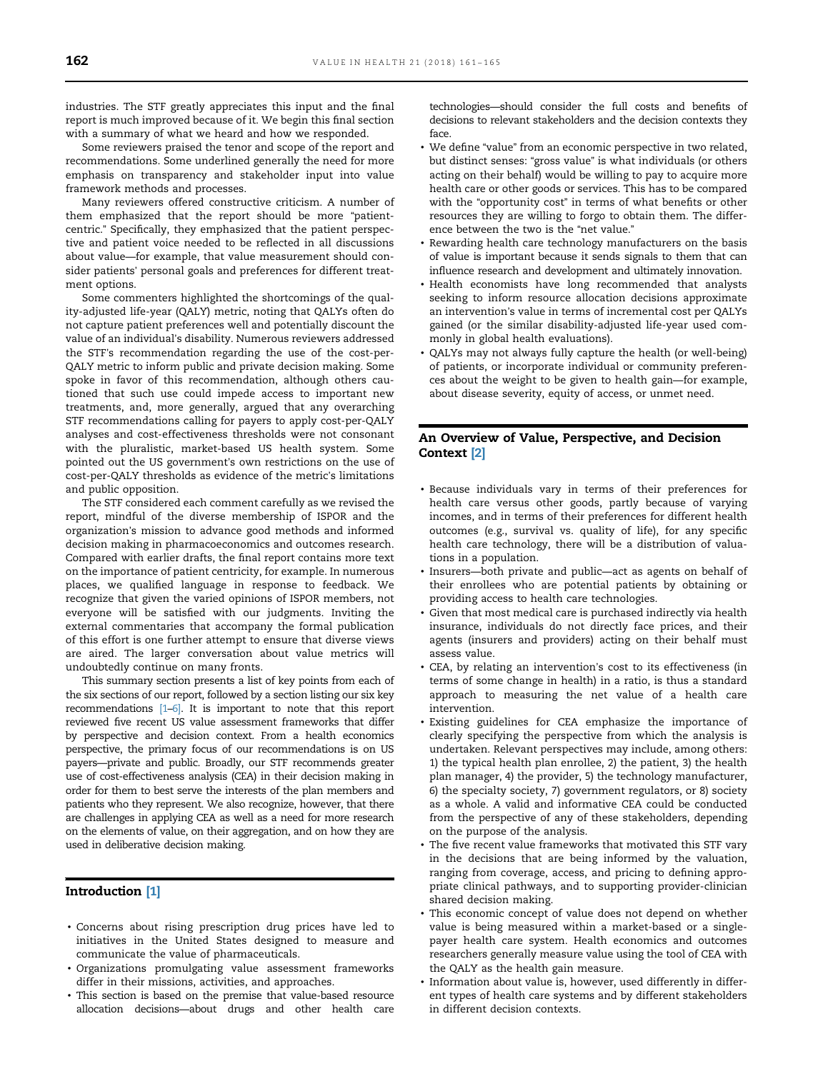industries. The STF greatly appreciates this input and the final report is much improved because of it. We begin this final section with a summary of what we heard and how we responded.

Some reviewers praised the tenor and scope of the report and recommendations. Some underlined generally the need for more emphasis on transparency and stakeholder input into value framework methods and processes.

Many reviewers offered constructive criticism. A number of them emphasized that the report should be more "patient-centric." Specifically, they emphasized that the patient perspective and patient voice needed to be reflected in all discussions about value—for example, that value measurement should consider patients' personal goals and preferences for different treatment options.

Some commenters highlighted the shortcomings of the quality-adjusted life-year (QALY) metric, noting that QALYs often do not capture patient preferences well and potentially discount the value of an individual's disability. Numerous reviewers addressed the STF's recommendation regarding the use of the cost-per-QALY metric to inform public and private decision making. Some spoke in favor of this recommendation, although others cautioned that such use could impede access to important new treatments, and, more generally, argued that any overarching STF recommendations calling for payers to apply cost-per-QALY analyses and cost-effectiveness thresholds were not consonant with the pluralistic, market-based US health system. Some pointed out the US government's own restrictions on the use of cost-per-QALY thresholds as evidence of the metric's limitations and public opposition.

The STF considered each comment carefully as we revised the report, mindful of the diverse membership of ISPOR and the organization's mission to advance good methods and informed decision making in pharmacoeconomics and outcomes research. Compared with earlier drafts, the final report contains more text on the importance of patient centricity, for example. In numerous places, we qualified language in response to feedback. We recognize that given the varied opinions of ISPOR members, not everyone will be satisfied with our judgments. Inviting the external commentaries that accompany the formal publication of this effort is one further attempt to ensure that diverse views are aired. The larger conversation about value metrics will undoubtedly continue on many fronts.

This summary section presents a list of key points from each of the six sections of our report, followed by a section listing our six key recommendations [1–6]. It is important to note that this report reviewed five recent US value assessment frameworks that differ by perspective and decision context. From a health economics perspective, the primary focus of our recommendations is on US payers—private and public. Broadly, our STF recommends greater use of cost-effectiveness analysis (CEA) in their decision making in order for them to best serve the interests of the plan members and patients who they represent. We also recognize, however, that there are challenges in applying CEA as well as a need for more research on the elements of value, on their aggregation, and on how they are used in deliberative decision making.

## Introduction [1]

- Concerns about rising prescription drug prices have led to initiatives in the United States designed to measure and communicate the value of pharmaceuticals.
- Organizations promulgating value assessment frameworks differ in their missions, activities, and approaches.
- This section is based on the premise that value-based resource allocation decisions—about drugs and other health care technologies—should consider the full costs and benefits of decisions to relevant stakeholders and the decision contexts they face.
- We define "value" from an economic perspective in two related, but distinct senses: "gross value" is what individuals (or others acting on their behalf) would be willing to pay to acquire more health care or other goods or services. This has to be compared with the "opportunity cost" in terms of what benefits or other resources they are willing to forgo to obtain them. The difference between the two is the "net value."
- Rewarding health care technology manufacturers on the basis of value is important because it sends signals to them that can influence research and development and ultimately innovation.
- Health economists have long recommended that analysts seeking to inform resource allocation decisions approximate an intervention's value in terms of incremental cost per QALYs gained (or the similar disability-adjusted life-year used commonly in global health evaluations).
- QALYs may not always fully capture the health (or well-being) of patients, or incorporate individual or community preferences about the weight to be given to health gain—for example, about disease severity, equity of access, or unmet need.

## An Overview of Value, Perspective, and Decision Context [2]

- Because individuals vary in terms of their preferences for health care versus other goods, partly because of varying incomes, and in terms of their preferences for different health outcomes (e.g., survival vs. quality of life), for any specific health care technology, there will be a distribution of valuations in a population.
- Insurers—both private and public—act as agents on behalf of their enrollees who are potential patients by obtaining or providing access to health care technologies.
- Given that most medical care is purchased indirectly via health insurance, individuals do not directly face prices, and their agents (insurers and providers) acting on their behalf must assess value.
- CEA, by relating an intervention's cost to its effectiveness (in terms of some change in health) in a ratio, is thus a standard approach to measuring the net value of a health care intervention.
- Existing guidelines for CEA emphasize the importance of clearly specifying the perspective from which the analysis is undertaken. Relevant perspectives may include, among others: 1) the typical health plan enrollee, 2) the patient, 3) the health plan manager, 4) the provider, 5) the technology manufacturer, 6) the specialty society, 7) government regulators, or 8) society as a whole. A valid and informative CEA could be conducted from the perspective of any of these stakeholders, depending on the purpose of the analysis.
- The five recent value frameworks that motivated this STF vary in the decisions that are being informed by the valuation, ranging from coverage, access, and pricing to defining appropriate clinical pathways, and to supporting provider-clinician shared decision making.
- This economic concept of value does not depend on whether value is being measured within a market-based or a single-payer health care system. Health economics and outcomes researchers generally measure value using the tool of CEA with the QALY as the health gain measure.
- Information about value is, however, used differently in different types of health care systems and by different stakeholders in different decision contexts.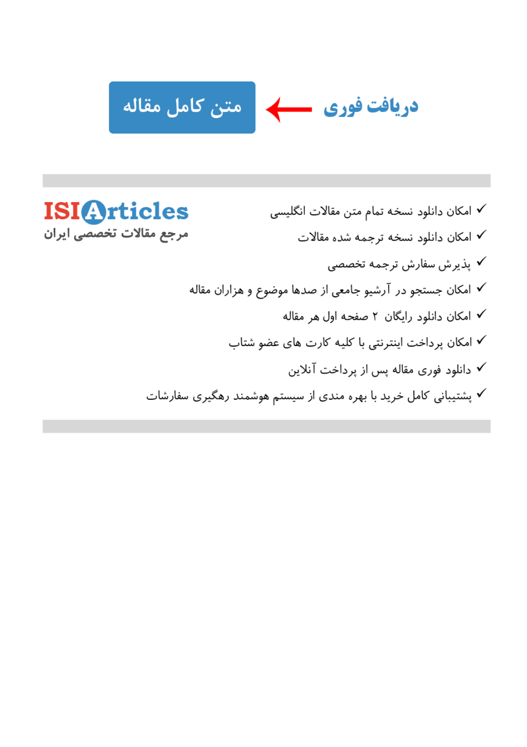دریافت فوری ← متن کامل مقاله

**ISIArticles**
مرجع مقالات تخصصی ایران

- ✓ امکان دانلود نسخه تمام متن مقالات انگلیسی
- ✓ امکان دانلود نسخه ترجمه شده مقالات
- ✓ پذیرش سفارش ترجمه تخصصی
- ✓ امکان جستجو در آرشیو جامعی از صدها موضوع و هزاران مقاله
- ✓ امکان دانلود رایگان ۲ صفحه اول هر مقاله
- ✓ امکان پرداخت اینترنتی با کلیه کارت های عضو شتاب
- ✓ دانلود فوری مقاله پس از پرداخت آنلاین
- ✓ پشتیبانی کامل خرید با بهره مندی از سیستم هوشمند رهگیری سفارشات